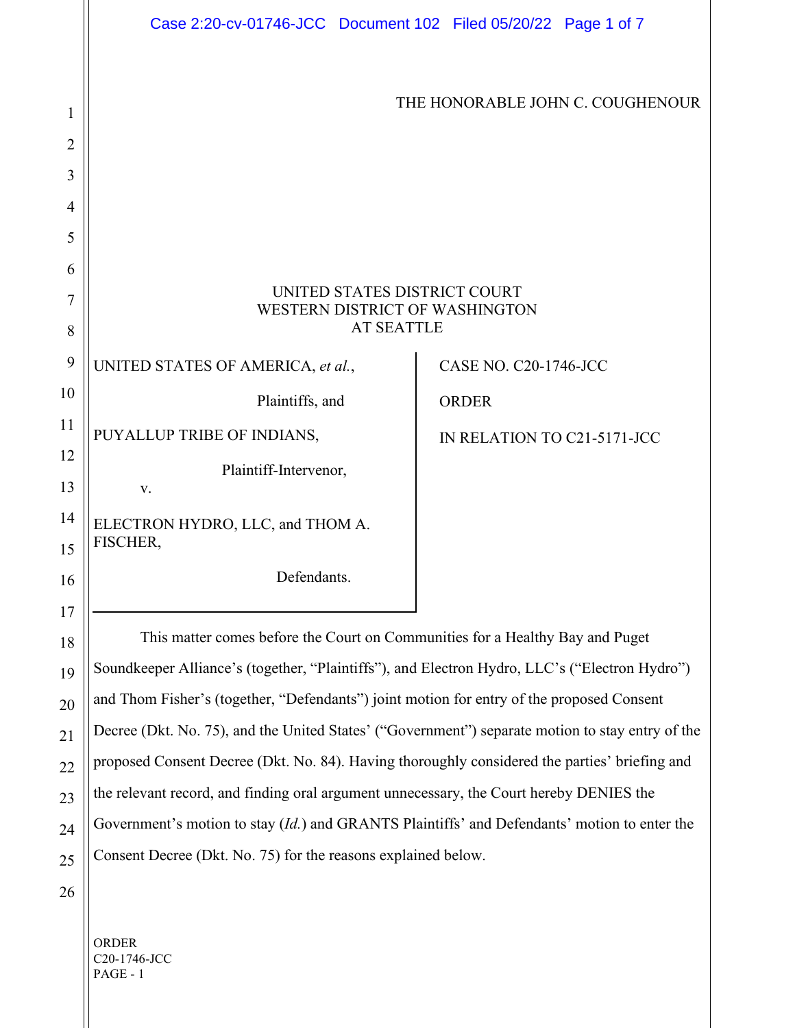THE HONORABLE JOHN C. COUGHENOUR

UNITED STATES DISTRICT COURT
WESTERN DISTRICT OF WASHINGTON
AT SEATTLE

| | |
|---|---|
| UNITED STATES OF AMERICA, *et al.*,<br><br>Plaintiffs, and<br><br>PUYALLUP TRIBE OF INDIANS,<br><br>Plaintiff-Intervenor,<br><br>v.<br><br>ELECTRON HYDRO, LLC, and THOM A. FISCHER,<br><br>Defendants. | CASE NO. C20-1746-JCC<br><br>ORDER<br><br>IN RELATION TO C21-5171-JCC |

This matter comes before the Court on Communities for a Healthy Bay and Puget Soundkeeper Alliance's (together, "Plaintiffs"), and Electron Hydro, LLC's ("Electron Hydro") and Thom Fisher's (together, "Defendants") joint motion for entry of the proposed Consent Decree (Dkt. No. 75), and the United States' ("Government") separate motion to stay entry of the proposed Consent Decree (Dkt. No. 84). Having thoroughly considered the parties' briefing and the relevant record, and finding oral argument unnecessary, the Court hereby DENIES the Government's motion to stay (*Id.*) and GRANTS Plaintiffs' and Defendants' motion to enter the Consent Decree (Dkt. No. 75) for the reasons explained below.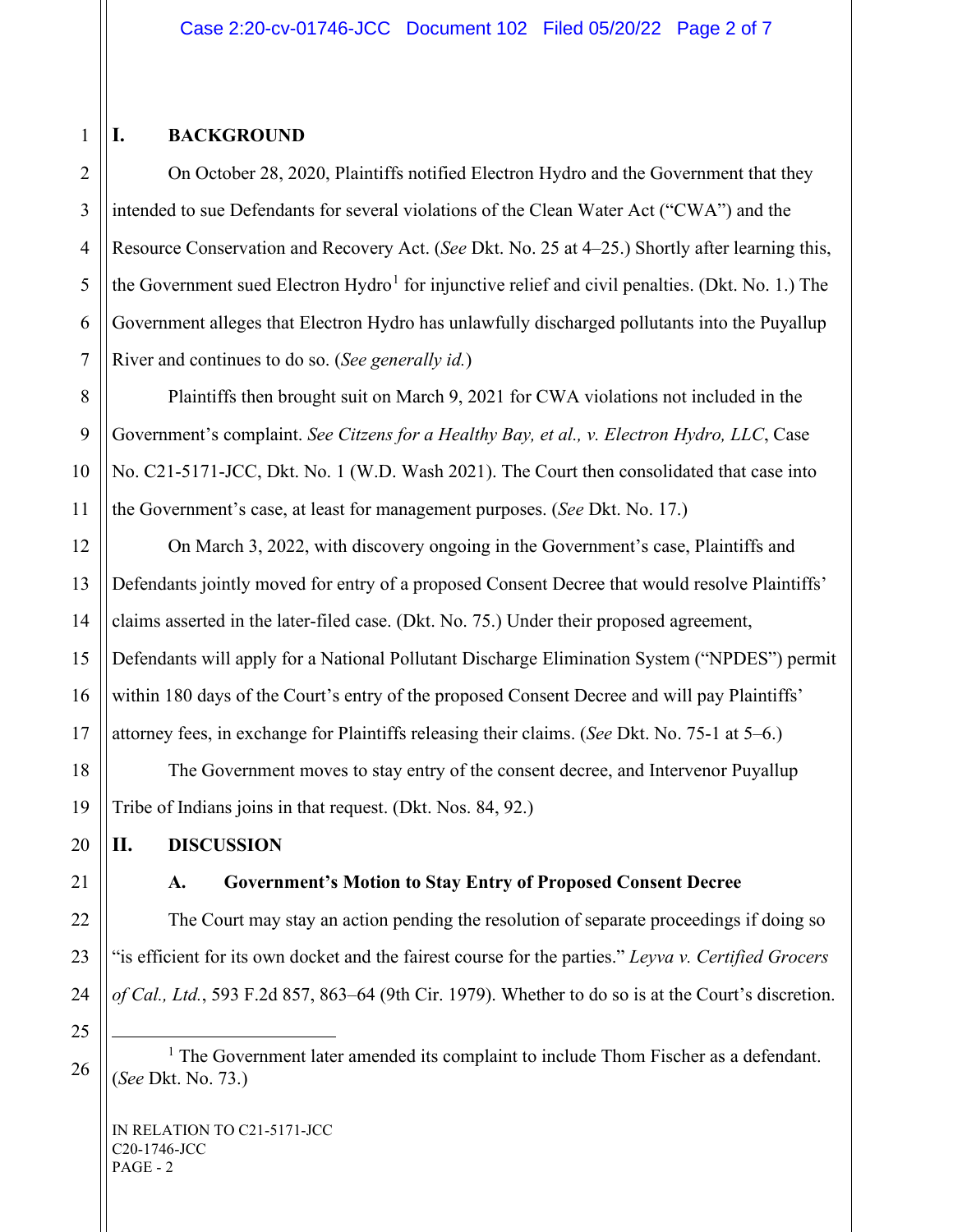## I. BACKGROUND

On October 28, 2020, Plaintiffs notified Electron Hydro and the Government that they intended to sue Defendants for several violations of the Clean Water Act ("CWA") and the Resource Conservation and Recovery Act. (*See* Dkt. No. 25 at 4–25.) Shortly after learning this, the Government sued Electron Hydro[1] for injunctive relief and civil penalties. (Dkt. No. 1.) The Government alleges that Electron Hydro has unlawfully discharged pollutants into the Puyallup River and continues to do so. (*See generally id.*)

Plaintiffs then brought suit on March 9, 2021 for CWA violations not included in the Government's complaint. *See Citizens for a Healthy Bay, et al., v. Electron Hydro, LLC*, Case No. C21-5171-JCC, Dkt. No. 1 (W.D. Wash 2021). The Court then consolidated that case into the Government's case, at least for management purposes. (*See* Dkt. No. 17.)

On March 3, 2022, with discovery ongoing in the Government's case, Plaintiffs and Defendants jointly moved for entry of a proposed Consent Decree that would resolve Plaintiffs' claims asserted in the later-filed case. (Dkt. No. 75.) Under their proposed agreement, Defendants will apply for a National Pollutant Discharge Elimination System ("NPDES") permit within 180 days of the Court's entry of the proposed Consent Decree and will pay Plaintiffs' attorney fees, in exchange for Plaintiffs releasing their claims. (*See* Dkt. No. 75-1 at 5–6.)

The Government moves to stay entry of the consent decree, and Intervenor Puyallup Tribe of Indians joins in that request. (Dkt. Nos. 84, 92.)

## II. DISCUSSION

### A. Government's Motion to Stay Entry of Proposed Consent Decree

The Court may stay an action pending the resolution of separate proceedings if doing so "is efficient for its own docket and the fairest course for the parties." *Leyva v. Certified Grocers of Cal., Ltd.*, 593 F.2d 857, 863–64 (9th Cir. 1979). Whether to do so is at the Court's discretion.

---

[1] The Government later amended its complaint to include Thom Fischer as a defendant. (*See* Dkt. No. 73.)

IN RELATION TO C21-5171-JCC
C20-1746-JCC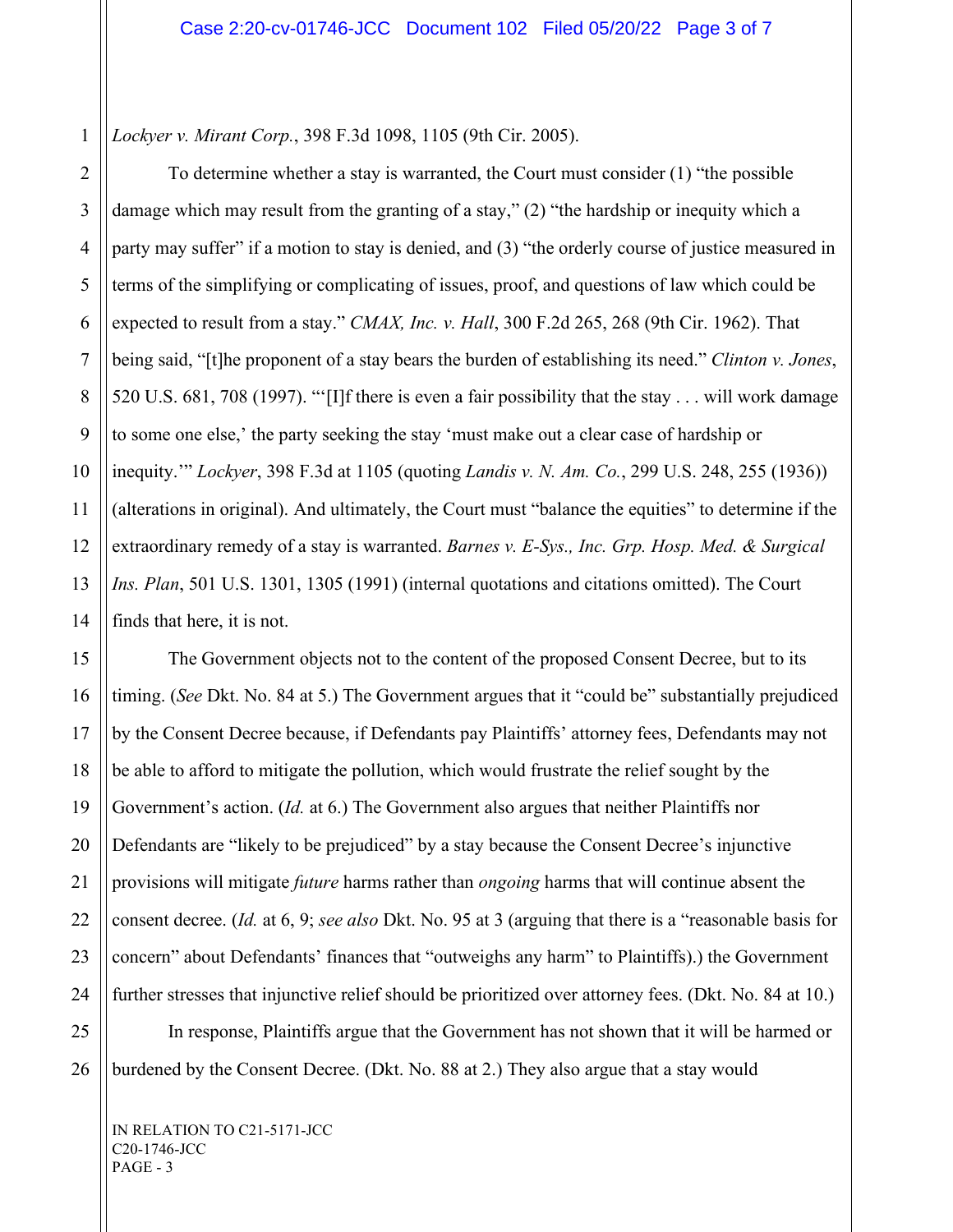*Lockyer v. Mirant Corp.*, 398 F.3d 1098, 1105 (9th Cir. 2005).

To determine whether a stay is warranted, the Court must consider (1) "the possible damage which may result from the granting of a stay," (2) "the hardship or inequity which a party may suffer" if a motion to stay is denied, and (3) "the orderly course of justice measured in terms of the simplifying or complicating of issues, proof, and questions of law which could be expected to result from a stay." *CMAX, Inc. v. Hall*, 300 F.2d 265, 268 (9th Cir. 1962). That being said, "[t]he proponent of a stay bears the burden of establishing its need." *Clinton v. Jones*, 520 U.S. 681, 708 (1997). "'[I]f there is even a fair possibility that the stay . . . will work damage to some one else,' the party seeking the stay 'must make out a clear case of hardship or inequity.'" *Lockyer*, 398 F.3d at 1105 (quoting *Landis v. N. Am. Co.*, 299 U.S. 248, 255 (1936)) (alterations in original). And ultimately, the Court must "balance the equities" to determine if the extraordinary remedy of a stay is warranted. *Barnes v. E-Sys., Inc. Grp. Hosp. Med. & Surgical Ins. Plan*, 501 U.S. 1301, 1305 (1991) (internal quotations and citations omitted). The Court finds that here, it is not.

The Government objects not to the content of the proposed Consent Decree, but to its timing. (*See* Dkt. No. 84 at 5.) The Government argues that it "could be" substantially prejudiced by the Consent Decree because, if Defendants pay Plaintiffs' attorney fees, Defendants may not be able to afford to mitigate the pollution, which would frustrate the relief sought by the Government's action. (*Id.* at 6.) The Government also argues that neither Plaintiffs nor Defendants are "likely to be prejudiced" by a stay because the Consent Decree's injunctive provisions will mitigate *future* harms rather than *ongoing* harms that will continue absent the consent decree. (*Id.* at 6, 9; *see also* Dkt. No. 95 at 3 (arguing that there is a "reasonable basis for concern" about Defendants' finances that "outweighs any harm" to Plaintiffs).) the Government further stresses that injunctive relief should be prioritized over attorney fees. (Dkt. No. 84 at 10.)

In response, Plaintiffs argue that the Government has not shown that it will be harmed or burdened by the Consent Decree. (Dkt. No. 88 at 2.) They also argue that a stay would

IN RELATION TO C21-5171-JCC
C20-1746-JCC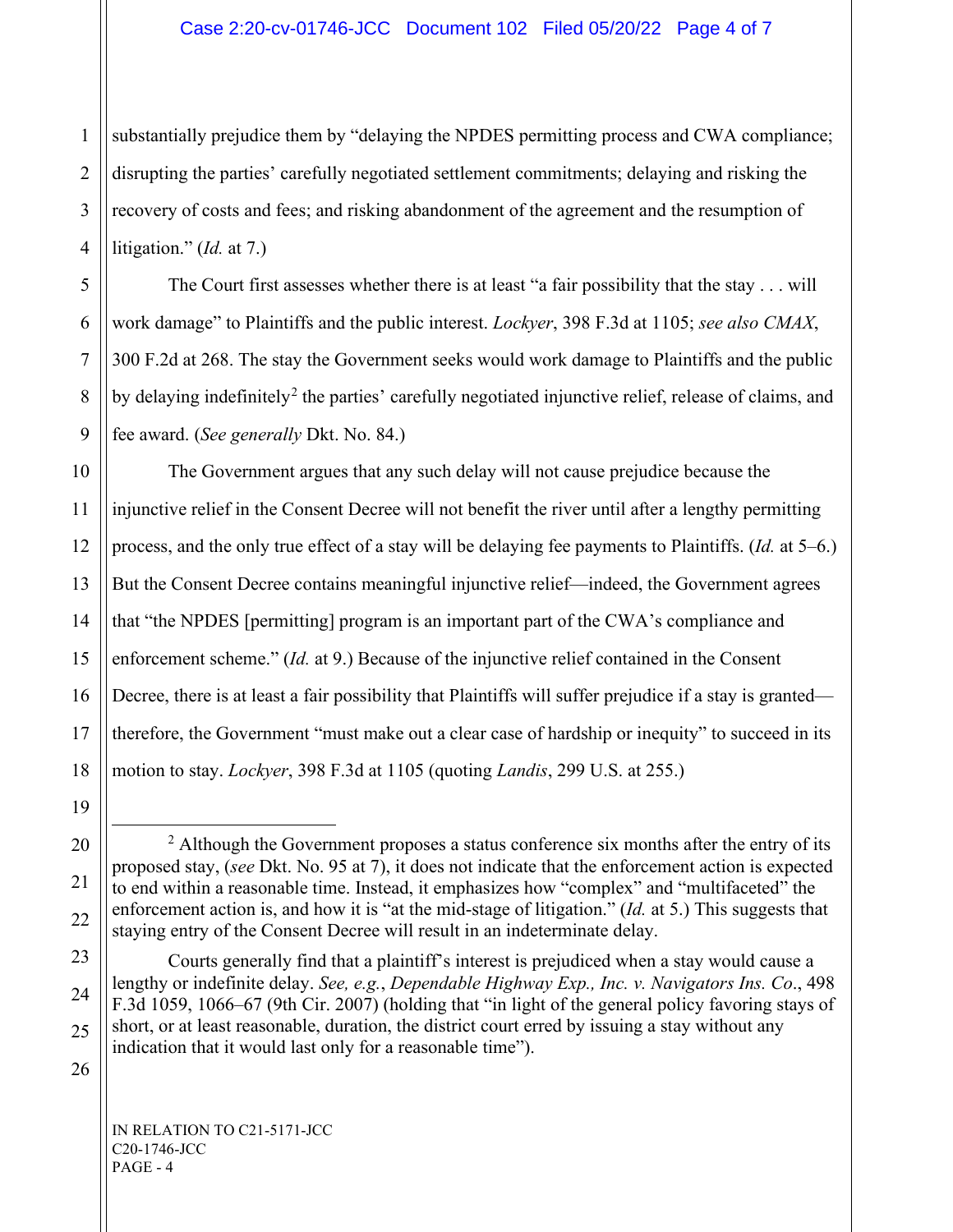substantially prejudice them by "delaying the NPDES permitting process and CWA compliance; disrupting the parties' carefully negotiated settlement commitments; delaying and risking the recovery of costs and fees; and risking abandonment of the agreement and the resumption of litigation." (*Id.* at 7.)

The Court first assesses whether there is at least "a fair possibility that the stay . . . will work damage" to Plaintiffs and the public interest. *Lockyer*, 398 F.3d at 1105; *see also CMAX*, 300 F.2d at 268. The stay the Government seeks would work damage to Plaintiffs and the public by delaying indefinitely[2] the parties' carefully negotiated injunctive relief, release of claims, and fee award. (*See generally* Dkt. No. 84.)

The Government argues that any such delay will not cause prejudice because the injunctive relief in the Consent Decree will not benefit the river until after a lengthy permitting process, and the only true effect of a stay will be delaying fee payments to Plaintiffs. (*Id.* at 5–6.) But the Consent Decree contains meaningful injunctive relief—indeed, the Government agrees that "the NPDES [permitting] program is an important part of the CWA's compliance and enforcement scheme." (*Id.* at 9.) Because of the injunctive relief contained in the Consent Decree, there is at least a fair possibility that Plaintiffs will suffer prejudice if a stay is granted—therefore, the Government "must make out a clear case of hardship or inequity" to succeed in its motion to stay. *Lockyer*, 398 F.3d at 1105 (quoting *Landis*, 299 U.S. at 255.)

---

[2] Although the Government proposes a status conference six months after the entry of its proposed stay, (*see* Dkt. No. 95 at 7), it does not indicate that the enforcement action is expected to end within a reasonable time. Instead, it emphasizes how "complex" and "multifaceted" the enforcement action is, and how it is "at the mid-stage of litigation." (*Id.* at 5.) This suggests that staying entry of the Consent Decree will result in an indeterminate delay.

Courts generally find that a plaintiff's interest is prejudiced when a stay would cause a lengthy or indefinite delay. *See, e.g.*, *Dependable Highway Exp., Inc. v. Navigators Ins. Co*., 498 F.3d 1059, 1066–67 (9th Cir. 2007) (holding that "in light of the general policy favoring stays of short, or at least reasonable, duration, the district court erred by issuing a stay without any indication that it would last only for a reasonable time").

IN RELATION TO C21-5171-JCC
C20-1746-JCC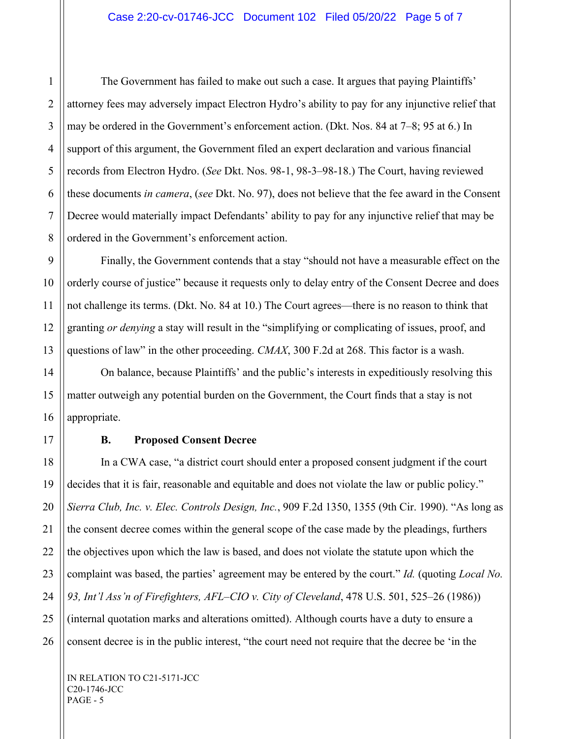The Government has failed to make out such a case. It argues that paying Plaintiffs' attorney fees may adversely impact Electron Hydro's ability to pay for any injunctive relief that may be ordered in the Government's enforcement action. (Dkt. Nos. 84 at 7–8; 95 at 6.) In support of this argument, the Government filed an expert declaration and various financial records from Electron Hydro. (*See* Dkt. Nos. 98-1, 98-3–98-18.) The Court, having reviewed these documents *in camera*, (*see* Dkt. No. 97), does not believe that the fee award in the Consent Decree would materially impact Defendants' ability to pay for any injunctive relief that may be ordered in the Government's enforcement action.

Finally, the Government contends that a stay "should not have a measurable effect on the orderly course of justice" because it requests only to delay entry of the Consent Decree and does not challenge its terms. (Dkt. No. 84 at 10.) The Court agrees—there is no reason to think that granting *or denying* a stay will result in the "simplifying or complicating of issues, proof, and questions of law" in the other proceeding. *CMAX*, 300 F.2d at 268. This factor is a wash.

On balance, because Plaintiffs' and the public's interests in expeditiously resolving this matter outweigh any potential burden on the Government, the Court finds that a stay is not appropriate.

### B. Proposed Consent Decree

In a CWA case, "a district court should enter a proposed consent judgment if the court decides that it is fair, reasonable and equitable and does not violate the law or public policy." *Sierra Club, Inc. v. Elec. Controls Design, Inc.*, 909 F.2d 1350, 1355 (9th Cir. 1990). "As long as the consent decree comes within the general scope of the case made by the pleadings, furthers the objectives upon which the law is based, and does not violate the statute upon which the complaint was based, the parties' agreement may be entered by the court." *Id.* (quoting *Local No. 93, Int'l Ass'n of Firefighters, AFL–CIO v. City of Cleveland*, 478 U.S. 501, 525–26 (1986)) (internal quotation marks and alterations omitted). Although courts have a duty to ensure a consent decree is in the public interest, "the court need not require that the decree be 'in the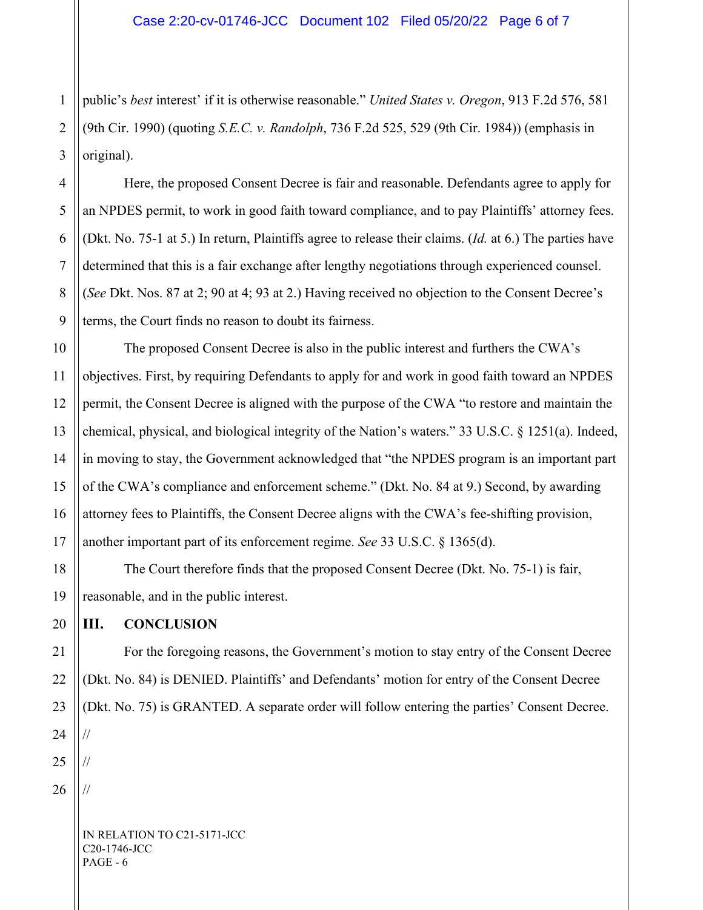public's *best* interest' if it is otherwise reasonable." *United States v. Oregon*, 913 F.2d 576, 581 (9th Cir. 1990) (quoting *S.E.C. v. Randolph*, 736 F.2d 525, 529 (9th Cir. 1984)) (emphasis in original).

Here, the proposed Consent Decree is fair and reasonable. Defendants agree to apply for an NPDES permit, to work in good faith toward compliance, and to pay Plaintiffs' attorney fees. (Dkt. No. 75-1 at 5.) In return, Plaintiffs agree to release their claims. (*Id.* at 6.) The parties have determined that this is a fair exchange after lengthy negotiations through experienced counsel. (*See* Dkt. Nos. 87 at 2; 90 at 4; 93 at 2.) Having received no objection to the Consent Decree's terms, the Court finds no reason to doubt its fairness.

The proposed Consent Decree is also in the public interest and furthers the CWA's objectives. First, by requiring Defendants to apply for and work in good faith toward an NPDES permit, the Consent Decree is aligned with the purpose of the CWA "to restore and maintain the chemical, physical, and biological integrity of the Nation's waters." 33 U.S.C. § 1251(a). Indeed, in moving to stay, the Government acknowledged that "the NPDES program is an important part of the CWA's compliance and enforcement scheme." (Dkt. No. 84 at 9.) Second, by awarding attorney fees to Plaintiffs, the Consent Decree aligns with the CWA's fee-shifting provision, another important part of its enforcement regime. *See* 33 U.S.C. § 1365(d).

The Court therefore finds that the proposed Consent Decree (Dkt. No. 75-1) is fair, reasonable, and in the public interest.

## III. CONCLUSION

For the foregoing reasons, the Government's motion to stay entry of the Consent Decree (Dkt. No. 84) is DENIED. Plaintiffs' and Defendants' motion for entry of the Consent Decree (Dkt. No. 75) is GRANTED. A separate order will follow entering the parties' Consent Decree.

//

//

//

IN RELATION TO C21-5171-JCC
C20-1746-JCC
PAGE - 6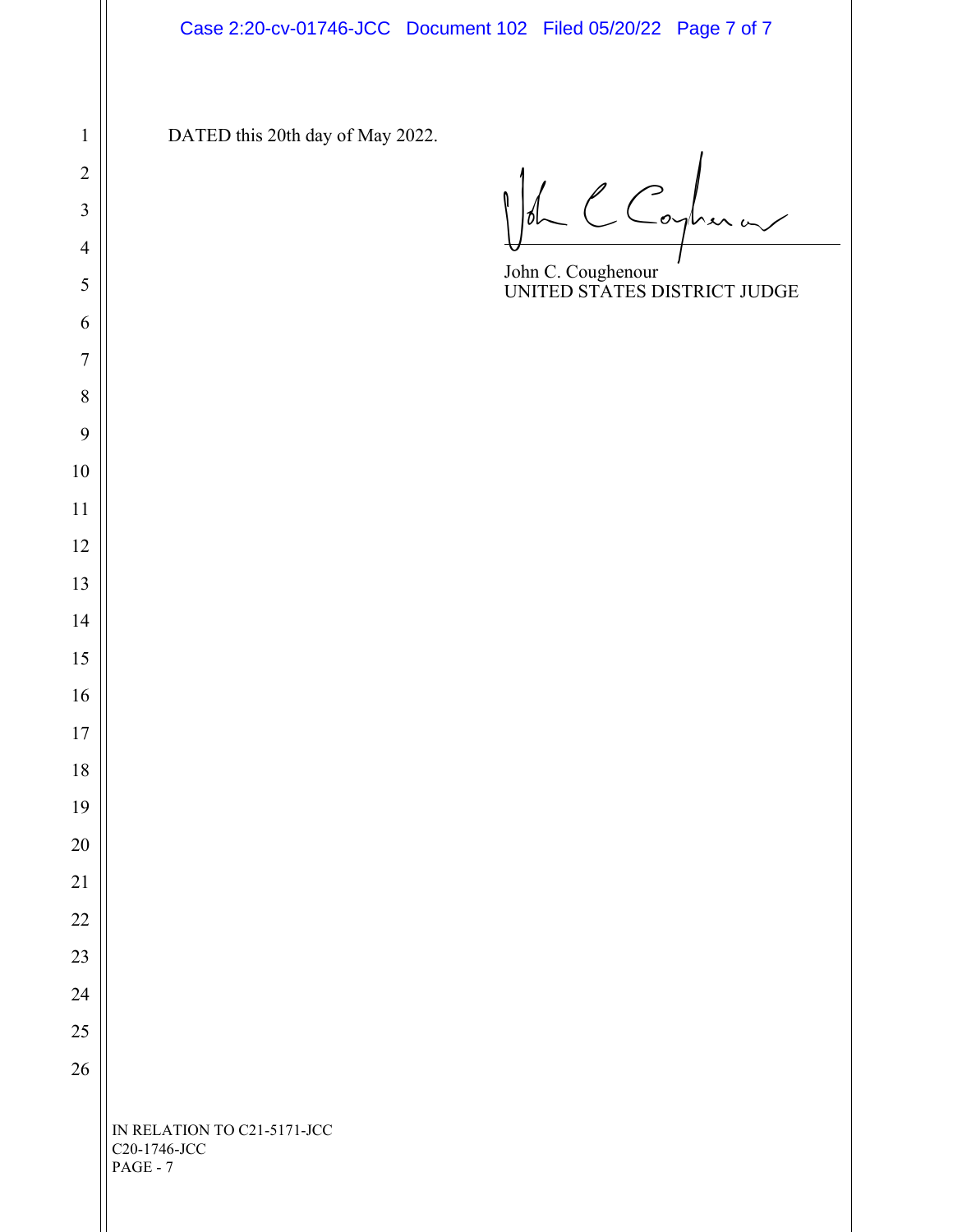DATED this 20th day of May 2022.

John C. Coughenour
UNITED STATES DISTRICT JUDGE

IN RELATION TO C21-5171-JCC
C20-1746-JCC
PAGE - 7